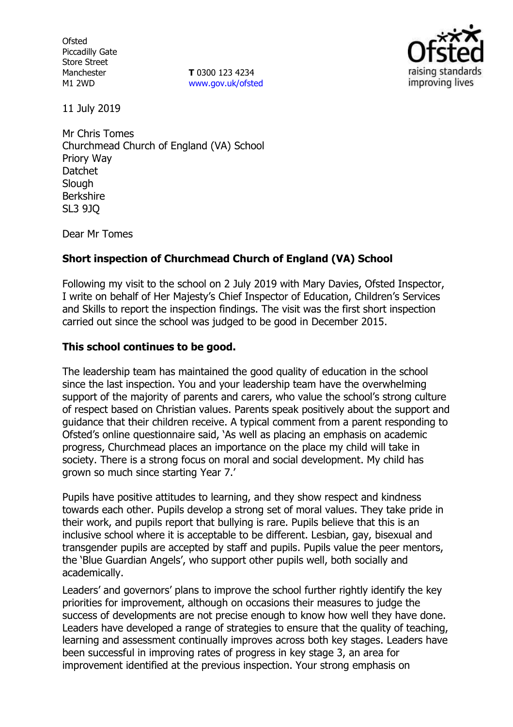Ofsted
Piccadilly Gate
Store Street
Manchester
M1 2WD

**T** 0300 123 4234
www.gov.uk/ofsted

11 July 2019

Mr Chris Tomes
Churchmead Church of England (VA) School
Priory Way
Datchet
Slough
Berkshire
SL3 9JQ

Dear Mr Tomes

**Short inspection of Churchmead Church of England (VA) School**

Following my visit to the school on 2 July 2019 with Mary Davies, Ofsted Inspector, I write on behalf of Her Majesty's Chief Inspector of Education, Children's Services and Skills to report the inspection findings. The visit was the first short inspection carried out since the school was judged to be good in December 2015.

**This school continues to be good.**

The leadership team has maintained the good quality of education in the school since the last inspection. You and your leadership team have the overwhelming support of the majority of parents and carers, who value the school's strong culture of respect based on Christian values. Parents speak positively about the support and guidance that their children receive. A typical comment from a parent responding to Ofsted's online questionnaire said, 'As well as placing an emphasis on academic progress, Churchmead places an importance on the place my child will take in society. There is a strong focus on moral and social development. My child has grown so much since starting Year 7.'

Pupils have positive attitudes to learning, and they show respect and kindness towards each other. Pupils develop a strong set of moral values. They take pride in their work, and pupils report that bullying is rare. Pupils believe that this is an inclusive school where it is acceptable to be different. Lesbian, gay, bisexual and transgender pupils are accepted by staff and pupils. Pupils value the peer mentors, the 'Blue Guardian Angels', who support other pupils well, both socially and academically.

Leaders' and governors' plans to improve the school further rightly identify the key priorities for improvement, although on occasions their measures to judge the success of developments are not precise enough to know how well they have done. Leaders have developed a range of strategies to ensure that the quality of teaching, learning and assessment continually improves across both key stages. Leaders have been successful in improving rates of progress in key stage 3, an area for improvement identified at the previous inspection. Your strong emphasis on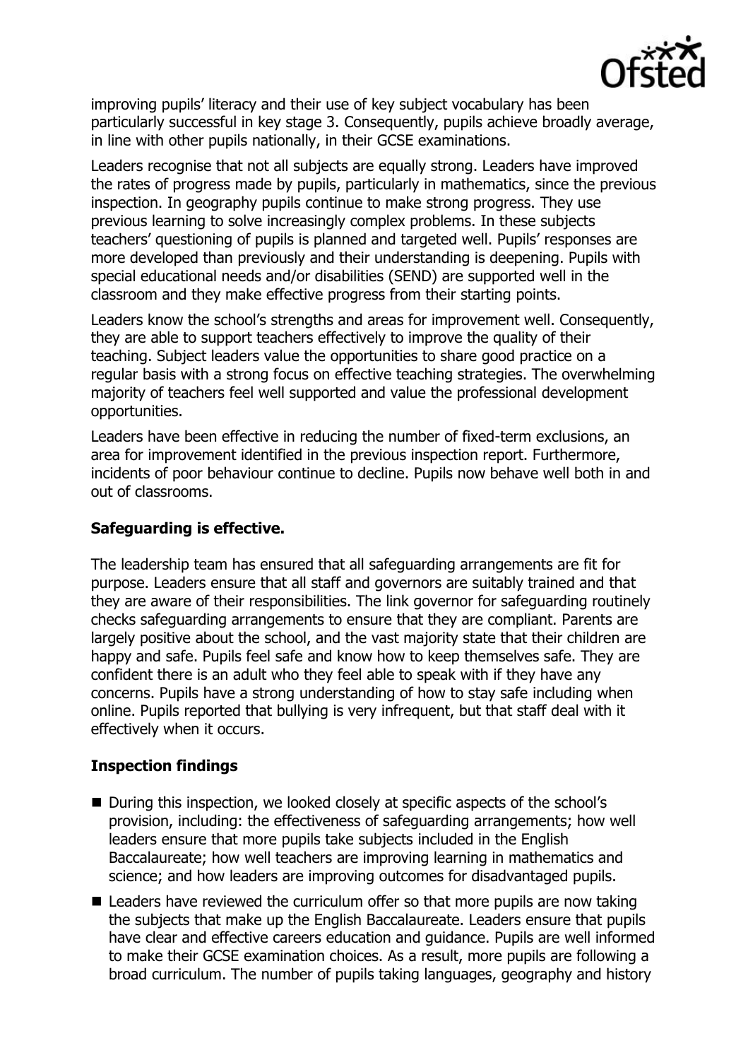improving pupils' literacy and their use of key subject vocabulary has been particularly successful in key stage 3. Consequently, pupils achieve broadly average, in line with other pupils nationally, in their GCSE examinations.

Leaders recognise that not all subjects are equally strong. Leaders have improved the rates of progress made by pupils, particularly in mathematics, since the previous inspection. In geography pupils continue to make strong progress. They use previous learning to solve increasingly complex problems. In these subjects teachers' questioning of pupils is planned and targeted well. Pupils' responses are more developed than previously and their understanding is deepening. Pupils with special educational needs and/or disabilities (SEND) are supported well in the classroom and they make effective progress from their starting points.

Leaders know the school's strengths and areas for improvement well. Consequently, they are able to support teachers effectively to improve the quality of their teaching. Subject leaders value the opportunities to share good practice on a regular basis with a strong focus on effective teaching strategies. The overwhelming majority of teachers feel well supported and value the professional development opportunities.

Leaders have been effective in reducing the number of fixed-term exclusions, an area for improvement identified in the previous inspection report. Furthermore, incidents of poor behaviour continue to decline. Pupils now behave well both in and out of classrooms.

## Safeguarding is effective.

The leadership team has ensured that all safeguarding arrangements are fit for purpose. Leaders ensure that all staff and governors are suitably trained and that they are aware of their responsibilities. The link governor for safeguarding routinely checks safeguarding arrangements to ensure that they are compliant. Parents are largely positive about the school, and the vast majority state that their children are happy and safe. Pupils feel safe and know how to keep themselves safe. They are confident there is an adult who they feel able to speak with if they have any concerns. Pupils have a strong understanding of how to stay safe including when online. Pupils reported that bullying is very infrequent, but that staff deal with it effectively when it occurs.

## Inspection findings

- During this inspection, we looked closely at specific aspects of the school's provision, including: the effectiveness of safeguarding arrangements; how well leaders ensure that more pupils take subjects included in the English Baccalaureate; how well teachers are improving learning in mathematics and science; and how leaders are improving outcomes for disadvantaged pupils.
- Leaders have reviewed the curriculum offer so that more pupils are now taking the subjects that make up the English Baccalaureate. Leaders ensure that pupils have clear and effective careers education and guidance. Pupils are well informed to make their GCSE examination choices. As a result, more pupils are following a broad curriculum. The number of pupils taking languages, geography and history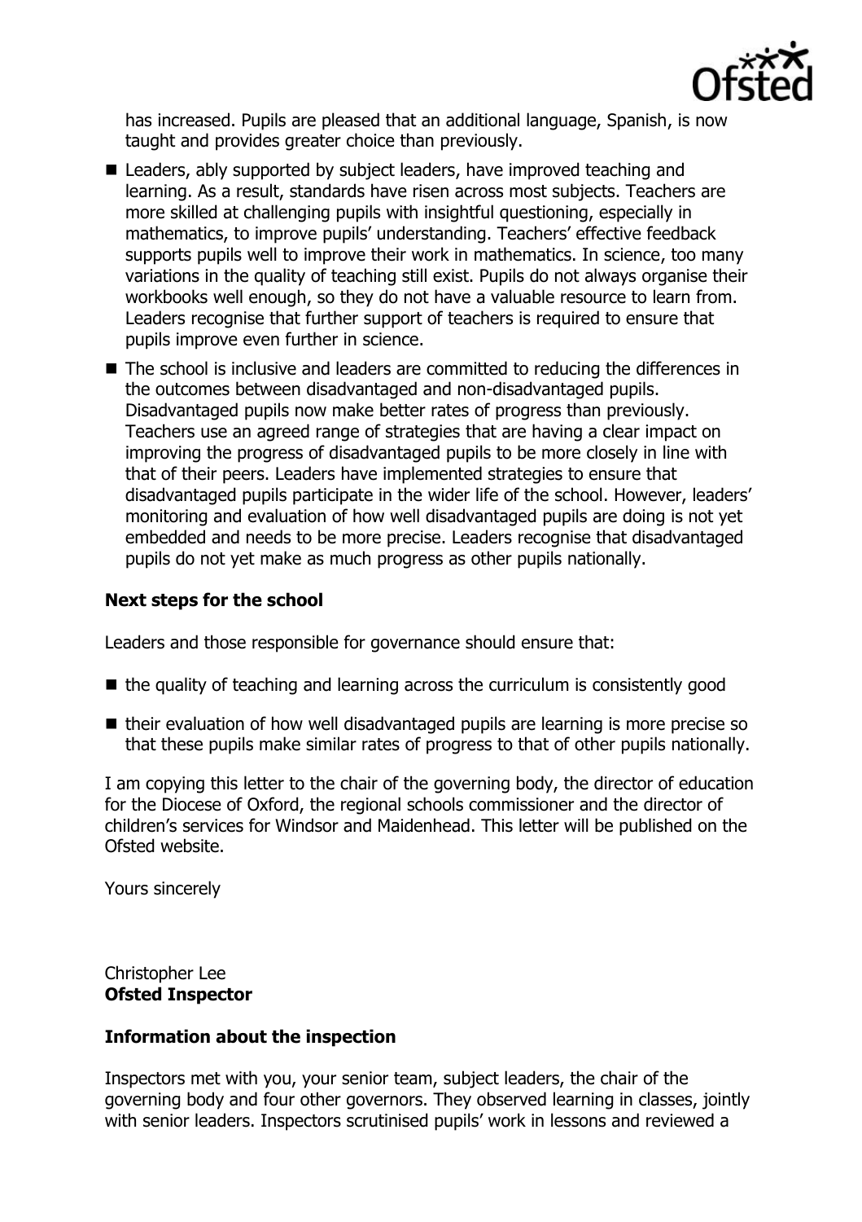has increased. Pupils are pleased that an additional language, Spanish, is now taught and provides greater choice than previously.

- Leaders, ably supported by subject leaders, have improved teaching and learning. As a result, standards have risen across most subjects. Teachers are more skilled at challenging pupils with insightful questioning, especially in mathematics, to improve pupils' understanding. Teachers' effective feedback supports pupils well to improve their work in mathematics. In science, too many variations in the quality of teaching still exist. Pupils do not always organise their workbooks well enough, so they do not have a valuable resource to learn from. Leaders recognise that further support of teachers is required to ensure that pupils improve even further in science.
- The school is inclusive and leaders are committed to reducing the differences in the outcomes between disadvantaged and non-disadvantaged pupils. Disadvantaged pupils now make better rates of progress than previously. Teachers use an agreed range of strategies that are having a clear impact on improving the progress of disadvantaged pupils to be more closely in line with that of their peers. Leaders have implemented strategies to ensure that disadvantaged pupils participate in the wider life of the school. However, leaders' monitoring and evaluation of how well disadvantaged pupils are doing is not yet embedded and needs to be more precise. Leaders recognise that disadvantaged pupils do not yet make as much progress as other pupils nationally.

### Next steps for the school

Leaders and those responsible for governance should ensure that:

- the quality of teaching and learning across the curriculum is consistently good
- their evaluation of how well disadvantaged pupils are learning is more precise so that these pupils make similar rates of progress to that of other pupils nationally.

I am copying this letter to the chair of the governing body, the director of education for the Diocese of Oxford, the regional schools commissioner and the director of children's services for Windsor and Maidenhead. This letter will be published on the Ofsted website.

Yours sincerely

Christopher Lee
**Ofsted Inspector**

### Information about the inspection

Inspectors met with you, your senior team, subject leaders, the chair of the governing body and four other governors. They observed learning in classes, jointly with senior leaders. Inspectors scrutinised pupils' work in lessons and reviewed a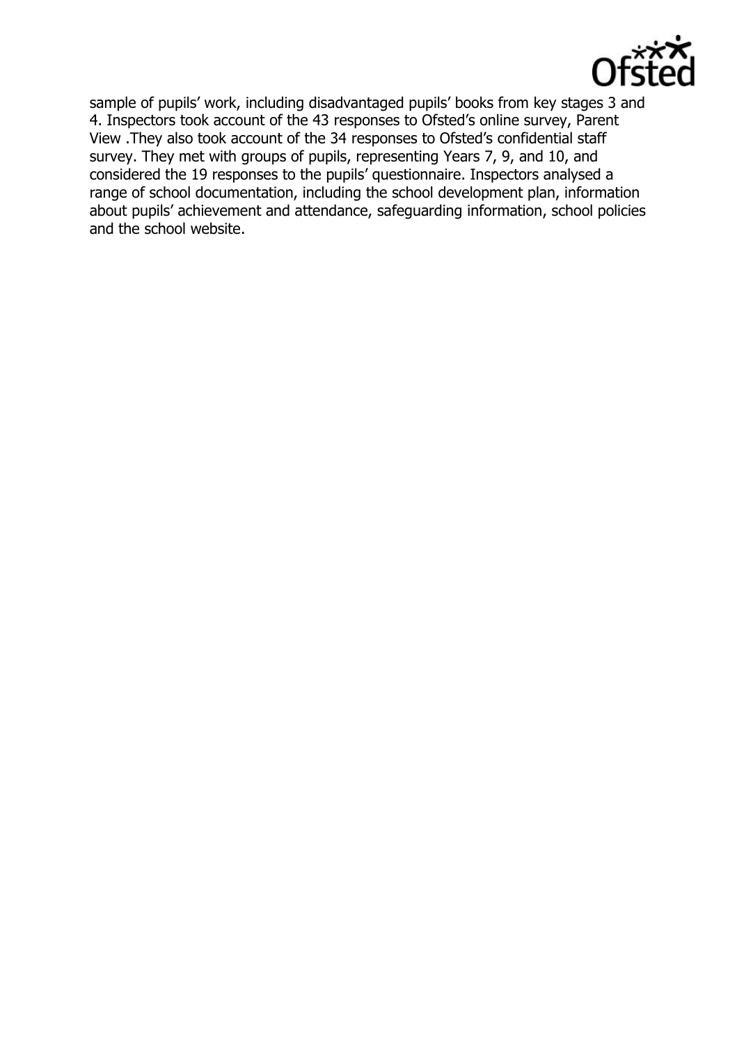sample of pupils' work, including disadvantaged pupils' books from key stages 3 and 4. Inspectors took account of the 43 responses to Ofsted's online survey, Parent View .They also took account of the 34 responses to Ofsted's confidential staff survey. They met with groups of pupils, representing Years 7, 9, and 10, and considered the 19 responses to the pupils' questionnaire. Inspectors analysed a range of school documentation, including the school development plan, information about pupils' achievement and attendance, safeguarding information, school policies and the school website.